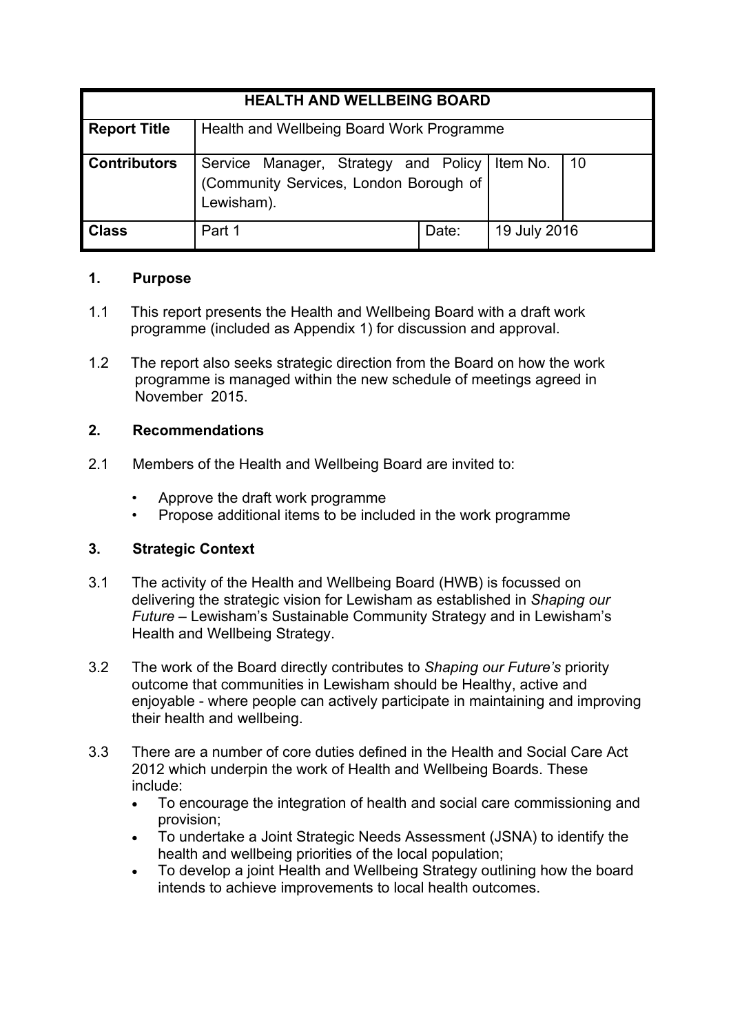| HEALTH AND WELLBEING BOARD | | | |
|---|---|---|---|
| **Report Title** | Health and Wellbeing Board Work Programme | | |
| **Contributors** | Service Manager, Strategy and Policy (Community Services, London Borough of Lewisham). | Item No. | 10 |
| **Class** | Part 1 | Date: | 19 July 2016 |

## 1. Purpose

1.1 This report presents the Health and Wellbeing Board with a draft work programme (included as Appendix 1) for discussion and approval.

1.2 The report also seeks strategic direction from the Board on how the work programme is managed within the new schedule of meetings agreed in November 2015.

## 2. Recommendations

2.1 Members of the Health and Wellbeing Board are invited to:

- Approve the draft work programme
- Propose additional items to be included in the work programme

## 3. Strategic Context

3.1 The activity of the Health and Wellbeing Board (HWB) is focussed on delivering the strategic vision for Lewisham as established in *Shaping our Future* – Lewisham's Sustainable Community Strategy and in Lewisham's Health and Wellbeing Strategy.

3.2 The work of the Board directly contributes to *Shaping our Future's* priority outcome that communities in Lewisham should be Healthy, active and enjoyable - where people can actively participate in maintaining and improving their health and wellbeing.

3.3 There are a number of core duties defined in the Health and Social Care Act 2012 which underpin the work of Health and Wellbeing Boards. These include:

- To encourage the integration of health and social care commissioning and provision;
- To undertake a Joint Strategic Needs Assessment (JSNA) to identify the health and wellbeing priorities of the local population;
- To develop a joint Health and Wellbeing Strategy outlining how the board intends to achieve improvements to local health outcomes.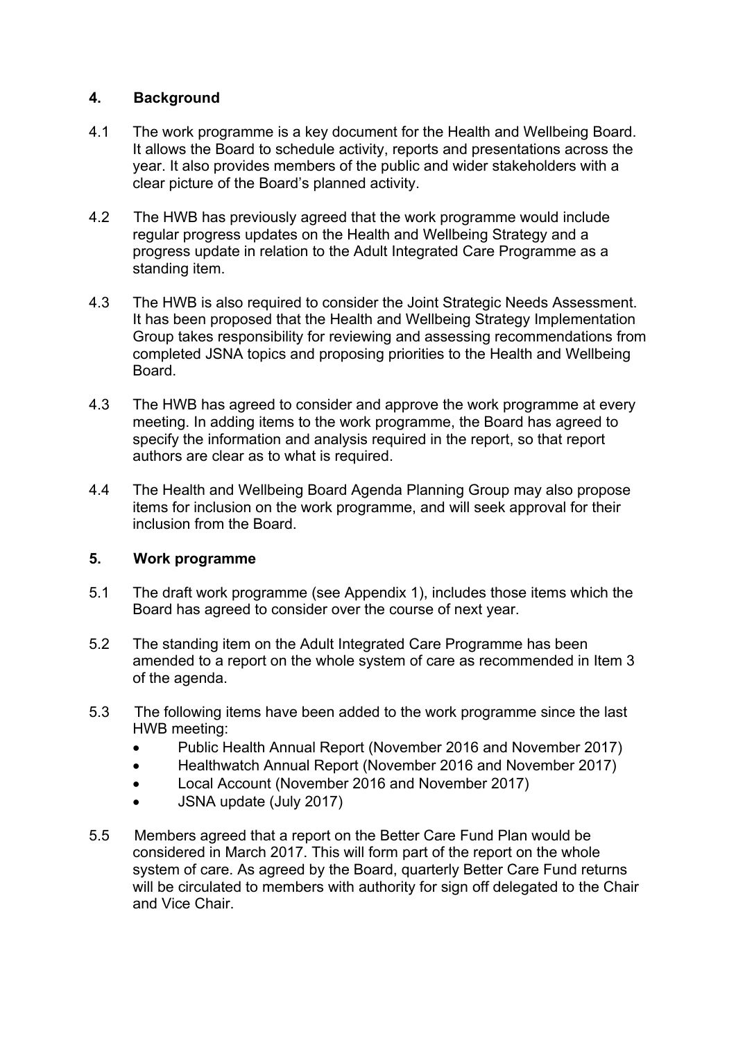## 4. Background

4.1 The work programme is a key document for the Health and Wellbeing Board. It allows the Board to schedule activity, reports and presentations across the year. It also provides members of the public and wider stakeholders with a clear picture of the Board's planned activity.

4.2 The HWB has previously agreed that the work programme would include regular progress updates on the Health and Wellbeing Strategy and a progress update in relation to the Adult Integrated Care Programme as a standing item.

4.3 The HWB is also required to consider the Joint Strategic Needs Assessment. It has been proposed that the Health and Wellbeing Strategy Implementation Group takes responsibility for reviewing and assessing recommendations from completed JSNA topics and proposing priorities to the Health and Wellbeing Board.

4.3 The HWB has agreed to consider and approve the work programme at every meeting. In adding items to the work programme, the Board has agreed to specify the information and analysis required in the report, so that report authors are clear as to what is required.

4.4 The Health and Wellbeing Board Agenda Planning Group may also propose items for inclusion on the work programme, and will seek approval for their inclusion from the Board.

## 5. Work programme

5.1 The draft work programme (see Appendix 1), includes those items which the Board has agreed to consider over the course of next year.

5.2 The standing item on the Adult Integrated Care Programme has been amended to a report on the whole system of care as recommended in Item 3 of the agenda.

5.3 The following items have been added to the work programme since the last HWB meeting:

- Public Health Annual Report (November 2016 and November 2017)
- Healthwatch Annual Report (November 2016 and November 2017)
- Local Account (November 2016 and November 2017)
- JSNA update (July 2017)

5.5 Members agreed that a report on the Better Care Fund Plan would be considered in March 2017. This will form part of the report on the whole system of care. As agreed by the Board, quarterly Better Care Fund returns will be circulated to members with authority for sign off delegated to the Chair and Vice Chair.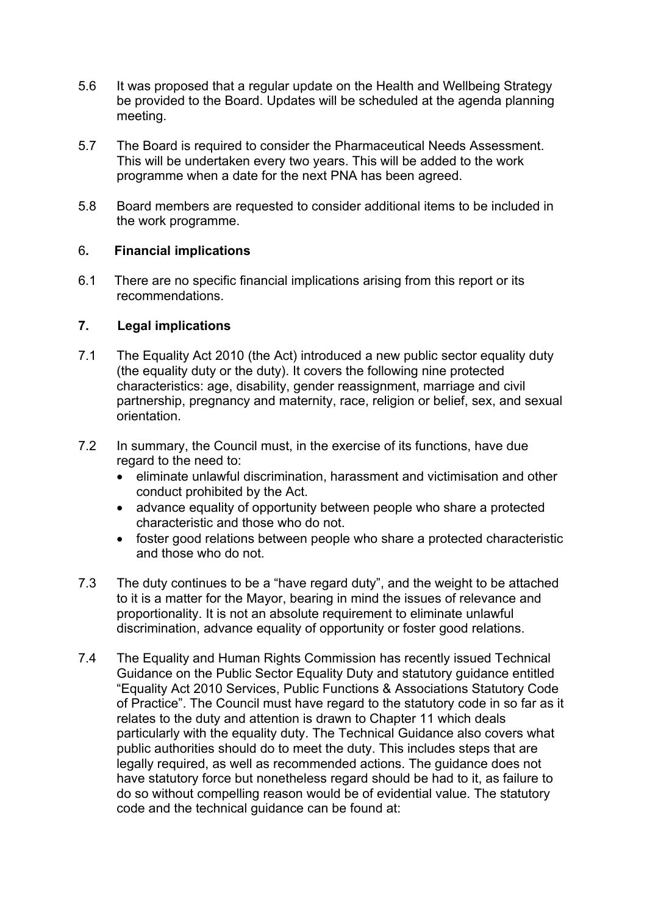5.6 It was proposed that a regular update on the Health and Wellbeing Strategy be provided to the Board. Updates will be scheduled at the agenda planning meeting.

5.7 The Board is required to consider the Pharmaceutical Needs Assessment. This will be undertaken every two years. This will be added to the work programme when a date for the next PNA has been agreed.

5.8 Board members are requested to consider additional items to be included in the work programme.

## 6. Financial implications

6.1 There are no specific financial implications arising from this report or its recommendations.

## 7. Legal implications

7.1 The Equality Act 2010 (the Act) introduced a new public sector equality duty (the equality duty or the duty). It covers the following nine protected characteristics: age, disability, gender reassignment, marriage and civil partnership, pregnancy and maternity, race, religion or belief, sex, and sexual orientation.

7.2 In summary, the Council must, in the exercise of its functions, have due regard to the need to:

- eliminate unlawful discrimination, harassment and victimisation and other conduct prohibited by the Act.
- advance equality of opportunity between people who share a protected characteristic and those who do not.
- foster good relations between people who share a protected characteristic and those who do not.

7.3 The duty continues to be a “have regard duty”, and the weight to be attached to it is a matter for the Mayor, bearing in mind the issues of relevance and proportionality. It is not an absolute requirement to eliminate unlawful discrimination, advance equality of opportunity or foster good relations.

7.4 The Equality and Human Rights Commission has recently issued Technical Guidance on the Public Sector Equality Duty and statutory guidance entitled “Equality Act 2010 Services, Public Functions & Associations Statutory Code of Practice”. The Council must have regard to the statutory code in so far as it relates to the duty and attention is drawn to Chapter 11 which deals particularly with the equality duty. The Technical Guidance also covers what public authorities should do to meet the duty. This includes steps that are legally required, as well as recommended actions. The guidance does not have statutory force but nonetheless regard should be had to it, as failure to do so without compelling reason would be of evidential value. The statutory code and the technical guidance can be found at: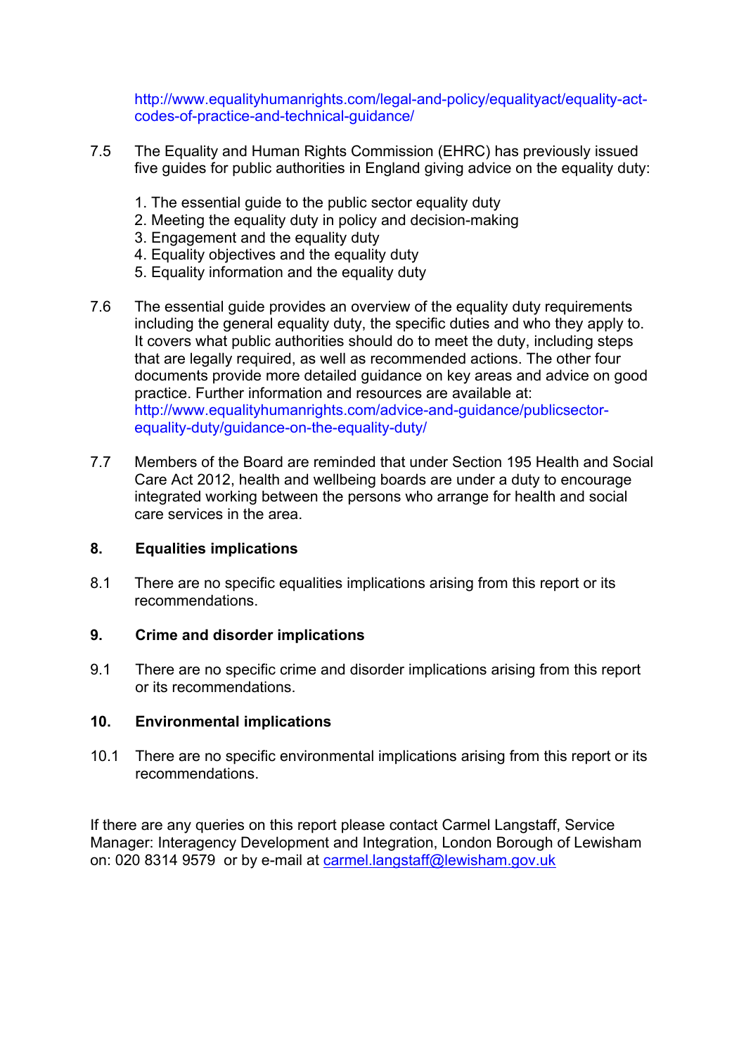http://www.equalityhumanrights.com/legal-and-policy/equalityact/equality-act-codes-of-practice-and-technical-guidance/

7.5 The Equality and Human Rights Commission (EHRC) has previously issued five guides for public authorities in England giving advice on the equality duty:

1. The essential guide to the public sector equality duty
2. Meeting the equality duty in policy and decision-making
3. Engagement and the equality duty
4. Equality objectives and the equality duty
5. Equality information and the equality duty

7.6 The essential guide provides an overview of the equality duty requirements including the general equality duty, the specific duties and who they apply to. It covers what public authorities should do to meet the duty, including steps that are legally required, as well as recommended actions. The other four documents provide more detailed guidance on key areas and advice on good practice. Further information and resources are available at: http://www.equalityhumanrights.com/advice-and-guidance/publicsector-equality-duty/guidance-on-the-equality-duty/

7.7 Members of the Board are reminded that under Section 195 Health and Social Care Act 2012, health and wellbeing boards are under a duty to encourage integrated working between the persons who arrange for health and social care services in the area.

## 8. Equalities implications

8.1 There are no specific equalities implications arising from this report or its recommendations.

## 9. Crime and disorder implications

9.1 There are no specific crime and disorder implications arising from this report or its recommendations.

## 10. Environmental implications

10.1 There are no specific environmental implications arising from this report or its recommendations.

If there are any queries on this report please contact Carmel Langstaff, Service Manager: Interagency Development and Integration, London Borough of Lewisham on: 020 8314 9579 or by e-mail at carmel.langstaff@lewisham.gov.uk